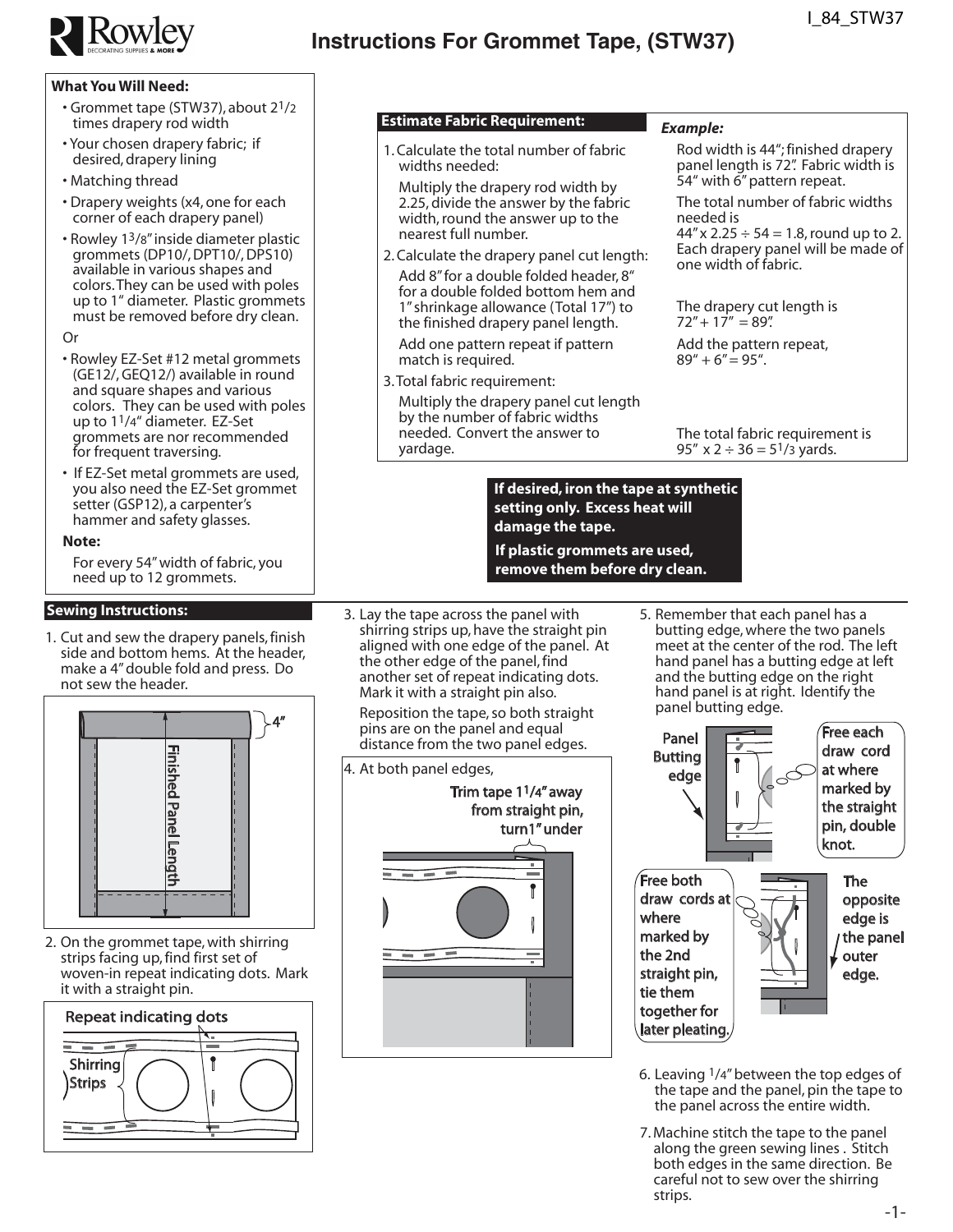# Instructions For Grommet Tape, (STW37)

## What You Will Need:

- Grommet tape (STW37), about 2 1/2 times drapery rod width
- Your chosen drapery fabric; if desired, drapery lining
- Matching thread
- Drapery weights (x4, one for each corner of each drapery panel)
- Rowley 1 3/8" inside diameter plastic grommets (DP10/, DPT10/, DPS10) available in various shapes and colors. They can be used with poles up to 1" diameter. Plastic grommets must be removed before dry clean.

Or

- Rowley EZ-Set #12 metal grommets (GE12/, GEQ12/) available in round and square shapes and various colors. They can be used with poles up to 1 1/4" diameter. EZ-Set grommets are nor recommended for frequent traversing.
- If EZ-Set metal grommets are used, you also need the EZ-Set grommet setter (GSP12), a carpenter's hammer and safety glasses.

**Note:**

For every 54" width of fabric, you need up to 12 grommets.

## Estimate Fabric Requirement:

1. Calculate the total number of fabric widths needed:

   Multiply the drapery rod width by 2.25, divide the answer by the fabric width, round the answer up to the nearest full number.

2. Calculate the drapery panel cut length:

   Add 8" for a double folded header, 8" for a double folded bottom hem and 1" shrinkage allowance (Total 17") to the finished drapery panel length.

   Add one pattern repeat if pattern match is required.

3. Total fabric requirement:

   Multiply the drapery panel cut length by the number of fabric widths needed. Convert the answer to yardage.

***Example:***

Rod width is 44"; finished drapery panel length is 72". Fabric width is 54" with 6" pattern repeat.

The total number of fabric widths needed is 44" x 2.25 ÷ 54 = 1.8, round up to 2. Each drapery panel will be made of one width of fabric.

The drapery cut length is 72" + 17" = 89".

Add the pattern repeat, 89" + 6" = 95".

The total fabric requirement is 95" x 2 ÷ 36 = 5 1/3 yards.

**If desired, iron the tape at synthetic setting only. Excess heat will damage the tape.**

**If plastic grommets are used, remove them before dry clean.**

## Sewing Instructions:

1. Cut and sew the drapery panels, finish side and bottom hems. At the header, make a 4" double fold and press. Do not sew the header.

4"

Finished Panel Length

2. On the grommet tape, with shirring strips facing up, find first set of woven-in repeat indicating dots. Mark it with a straight pin.

Repeat indicating dots

Shirring Strips

3. Lay the tape across the panel with shirring strips up, have the straight pin aligned with one edge of the panel. At the other edge of the panel, find another set of repeat indicating dots. Mark it with a straight pin also.

   Reposition the tape, so both straight pins are on the panel and equal distance from the two panel edges.

4. At both panel edges,

   Trim tape 1 1/4" away from straight pin, turn 1" under

5. Remember that each panel has a butting edge, where the two panels meet at the center of the rod. The left hand panel has a butting edge at left and the butting edge on the right hand panel is at right. Identify the panel butting edge.

   Panel Butting edge

   Free each draw cord at where marked by the straight pin, double knot.

   Free both draw cords at where marked by the 2nd straight pin, tie them together for later pleating.

   The opposite edge is the panel outer edge.

6. Leaving 1/4" between the top edges of the tape and the panel, pin the tape to the panel across the entire width.

7. Machine stitch the tape to the panel along the green sewing lines . Stitch both edges in the same direction. Be careful not to sew over the shirring strips.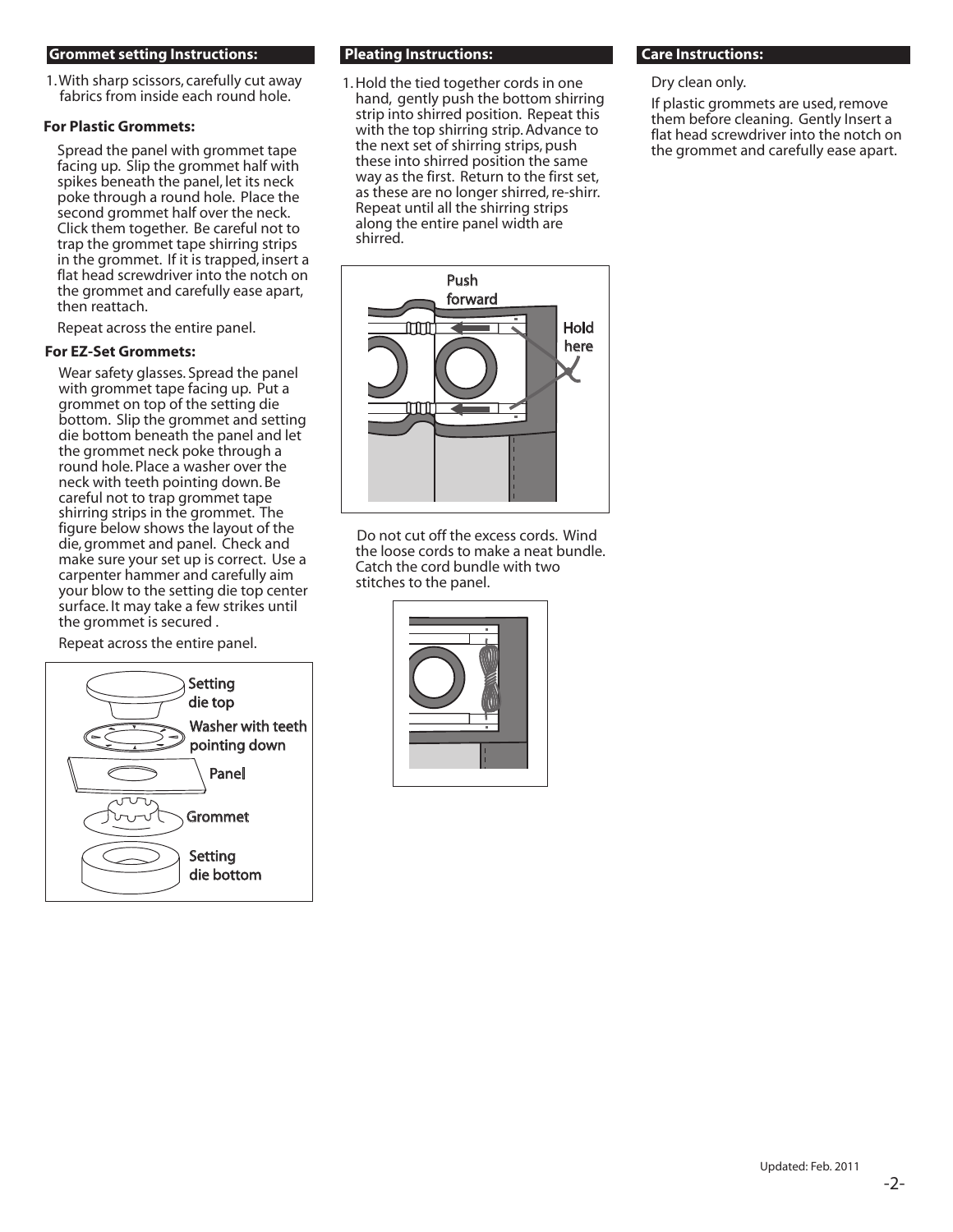## Grommet setting Instructions:

1. With sharp scissors, carefully cut away fabrics from inside each round hole.

**For Plastic Grommets:**

Spread the panel with grommet tape facing up. Slip the grommet half with spikes beneath the panel, let its neck poke through a round hole. Place the second grommet half over the neck. Click them together. Be careful not to trap the grommet tape shirring strips in the grommet. If it is trapped, insert a flat head screwdriver into the notch on the grommet and carefully ease apart, then reattach.

Repeat across the entire panel.

**For EZ-Set Grommets:**

Wear safety glasses. Spread the panel with grommet tape facing up. Put a grommet on top of the setting die bottom. Slip the grommet and setting die bottom beneath the panel and let the grommet neck poke through a round hole. Place a washer over the neck with teeth pointing down. Be careful not to trap grommet tape shirring strips in the grommet. The figure below shows the layout of the die, grommet and panel. Check and make sure your set up is correct. Use a carpenter hammer and carefully aim your blow to the setting die top center surface. It may take a few strikes until the grommet is secured .

Repeat across the entire panel.

Setting die top
Washer with teeth pointing down
Panel
Grommet
Setting die bottom

## Pleating Instructions:

1. Hold the tied together cords in one hand, gently push the bottom shirring strip into shirred position. Repeat this with the top shirring strip. Advance to the next set of shirring strips, push these into shirred position the same way as the first. Return to the first set, as these are no longer shirred, re-shirr. Repeat until all the shirring strips along the entire panel width are shirred.

Push forward
Hold here

Do not cut off the excess cords. Wind the loose cords to make a neat bundle. Catch the cord bundle with two stitches to the panel.

## Care Instructions:

Dry clean only.

If plastic grommets are used, remove them before cleaning. Gently Insert a flat head screwdriver into the notch on the grommet and carefully ease apart.

Updated: Feb. 2011